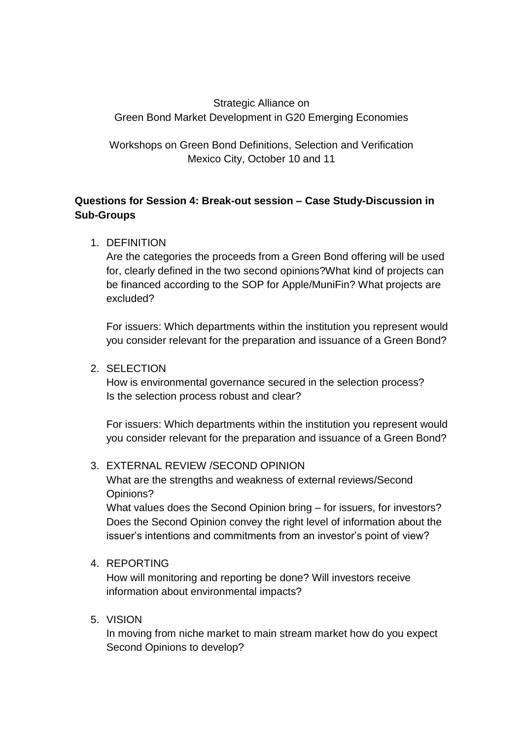Strategic Alliance on
Green Bond Market Development in G20 Emerging Economies

Workshops on Green Bond Definitions, Selection and Verification
Mexico City, October 10 and 11

**Questions for Session 4: Break-out session – Case Study-Discussion in Sub-Groups**

1. DEFINITION
   Are the categories the proceeds from a Green Bond offering will be used for, clearly defined in the two second opinions?What kind of projects can be financed according to the SOP for Apple/MuniFin? What projects are excluded?

   For issuers: Which departments within the institution you represent would you consider relevant for the preparation and issuance of a Green Bond?

2. SELECTION
   How is environmental governance secured in the selection process?
   Is the selection process robust and clear?

   For issuers: Which departments within the institution you represent would you consider relevant for the preparation and issuance of a Green Bond?

3. EXTERNAL REVIEW /SECOND OPINION
   What are the strengths and weakness of external reviews/Second Opinions?
   What values does the Second Opinion bring – for issuers, for investors?
   Does the Second Opinion convey the right level of information about the issuer's intentions and commitments from an investor's point of view?

4. REPORTING
   How will monitoring and reporting be done? Will investors receive information about environmental impacts?

5. VISION
   In moving from niche market to main stream market how do you expect Second Opinions to develop?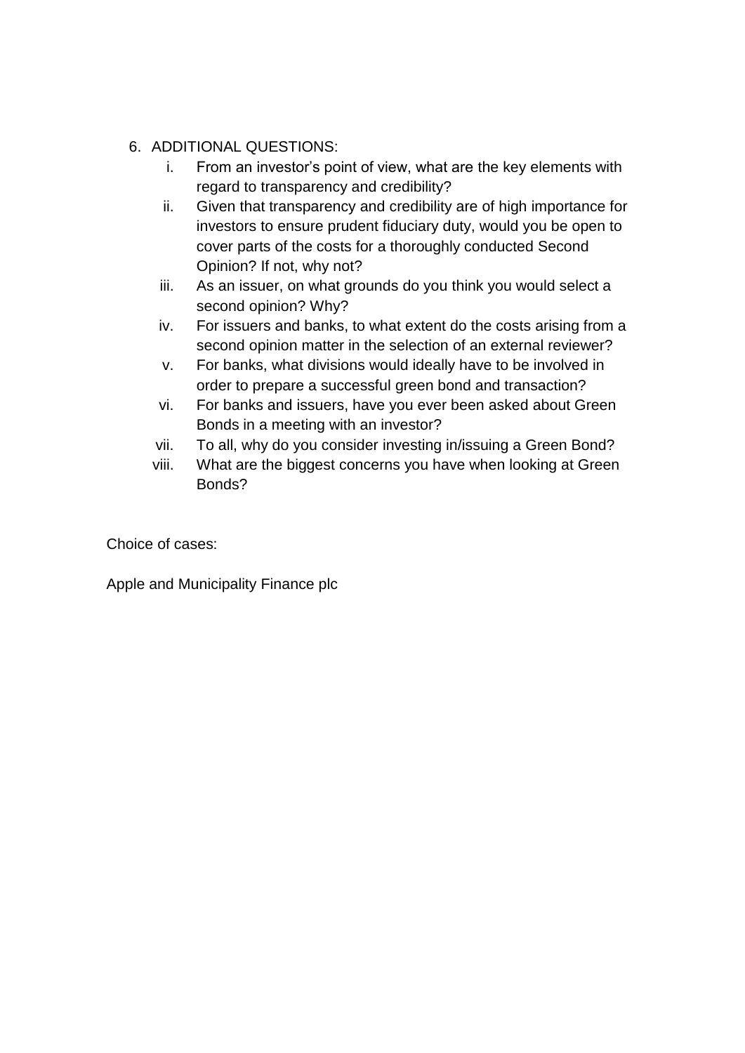6. ADDITIONAL QUESTIONS:
    i. From an investor's point of view, what are the key elements with regard to transparency and credibility?
    ii. Given that transparency and credibility are of high importance for investors to ensure prudent fiduciary duty, would you be open to cover parts of the costs for a thoroughly conducted Second Opinion? If not, why not?
    iii. As an issuer, on what grounds do you think you would select a second opinion? Why?
    iv. For issuers and banks, to what extent do the costs arising from a second opinion matter in the selection of an external reviewer?
    v. For banks, what divisions would ideally have to be involved in order to prepare a successful green bond and transaction?
    vi. For banks and issuers, have you ever been asked about Green Bonds in a meeting with an investor?
    vii. To all, why do you consider investing in/issuing a Green Bond?
    viii. What are the biggest concerns you have when looking at Green Bonds?

Choice of cases:

Apple and Municipality Finance plc